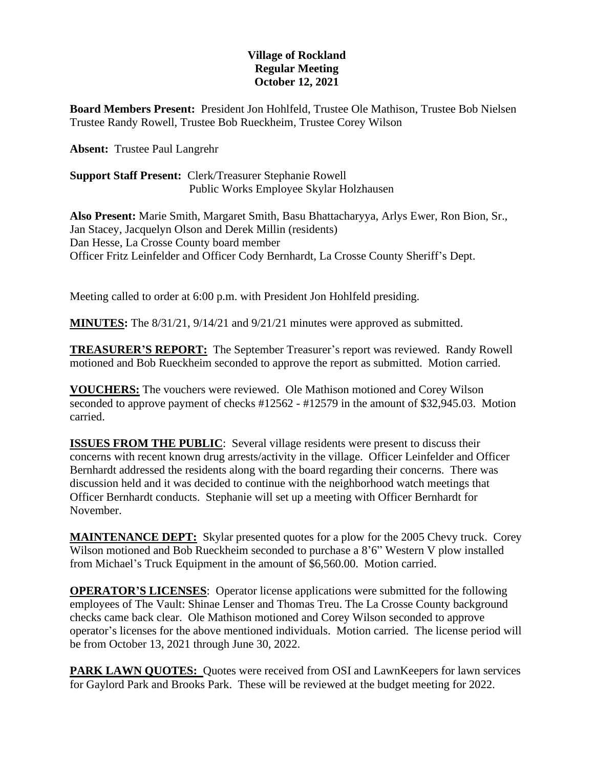**Village of Rockland**
**Regular Meeting**
**October 12, 2021**

**Board Members Present:** President Jon Hohlfeld, Trustee Ole Mathison, Trustee Bob Nielsen Trustee Randy Rowell, Trustee Bob Rueckheim, Trustee Corey Wilson

**Absent:** Trustee Paul Langrehr

**Support Staff Present:** Clerk/Treasurer Stephanie Rowell
Public Works Employee Skylar Holzhausen

**Also Present:** Marie Smith, Margaret Smith, Basu Bhattacharyya, Arlys Ewer, Ron Bion, Sr., Jan Stacey, Jacquelyn Olson and Derek Millin (residents)
Dan Hesse, La Crosse County board member
Officer Fritz Leinfelder and Officer Cody Bernhardt, La Crosse County Sheriff's Dept.

Meeting called to order at 6:00 p.m. with President Jon Hohlfeld presiding.

**MINUTES:** The 8/31/21, 9/14/21 and 9/21/21 minutes were approved as submitted.

**TREASURER'S REPORT:** The September Treasurer's report was reviewed. Randy Rowell motioned and Bob Rueckheim seconded to approve the report as submitted. Motion carried.

**VOUCHERS:** The vouchers were reviewed. Ole Mathison motioned and Corey Wilson seconded to approve payment of checks #12562 - #12579 in the amount of $32,945.03. Motion carried.

**ISSUES FROM THE PUBLIC**: Several village residents were present to discuss their concerns with recent known drug arrests/activity in the village. Officer Leinfelder and Officer Bernhardt addressed the residents along with the board regarding their concerns. There was discussion held and it was decided to continue with the neighborhood watch meetings that Officer Bernhardt conducts. Stephanie will set up a meeting with Officer Bernhardt for November.

**MAINTENANCE DEPT:** Skylar presented quotes for a plow for the 2005 Chevy truck. Corey Wilson motioned and Bob Rueckheim seconded to purchase a 8'6" Western V plow installed from Michael's Truck Equipment in the amount of $6,560.00. Motion carried.

**OPERATOR'S LICENSES**: Operator license applications were submitted for the following employees of The Vault: Shinae Lenser and Thomas Treu. The La Crosse County background checks came back clear. Ole Mathison motioned and Corey Wilson seconded to approve operator's licenses for the above mentioned individuals. Motion carried. The license period will be from October 13, 2021 through June 30, 2022.

**PARK LAWN QUOTES:** Quotes were received from OSI and LawnKeepers for lawn services for Gaylord Park and Brooks Park. These will be reviewed at the budget meeting for 2022.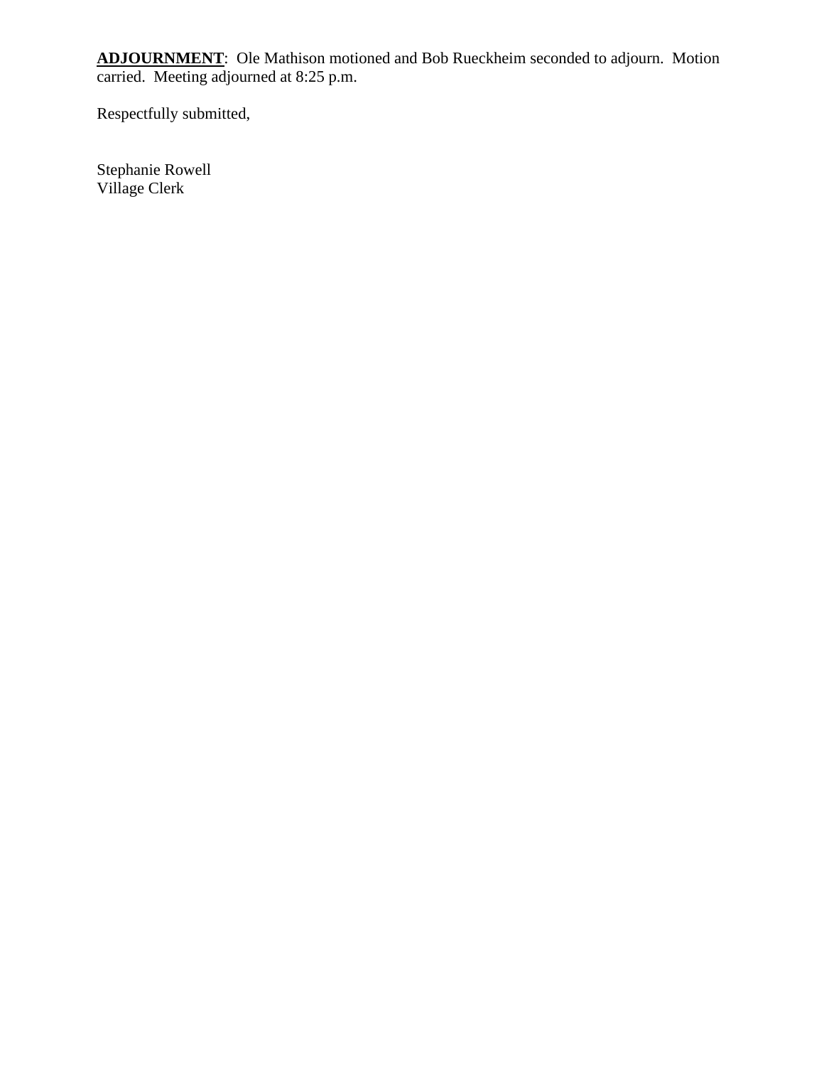**<u>ADJOURNMENT</u>**: Ole Mathison motioned and Bob Rueckheim seconded to adjourn. Motion carried. Meeting adjourned at 8:25 p.m.

Respectfully submitted,

Stephanie Rowell
Village Clerk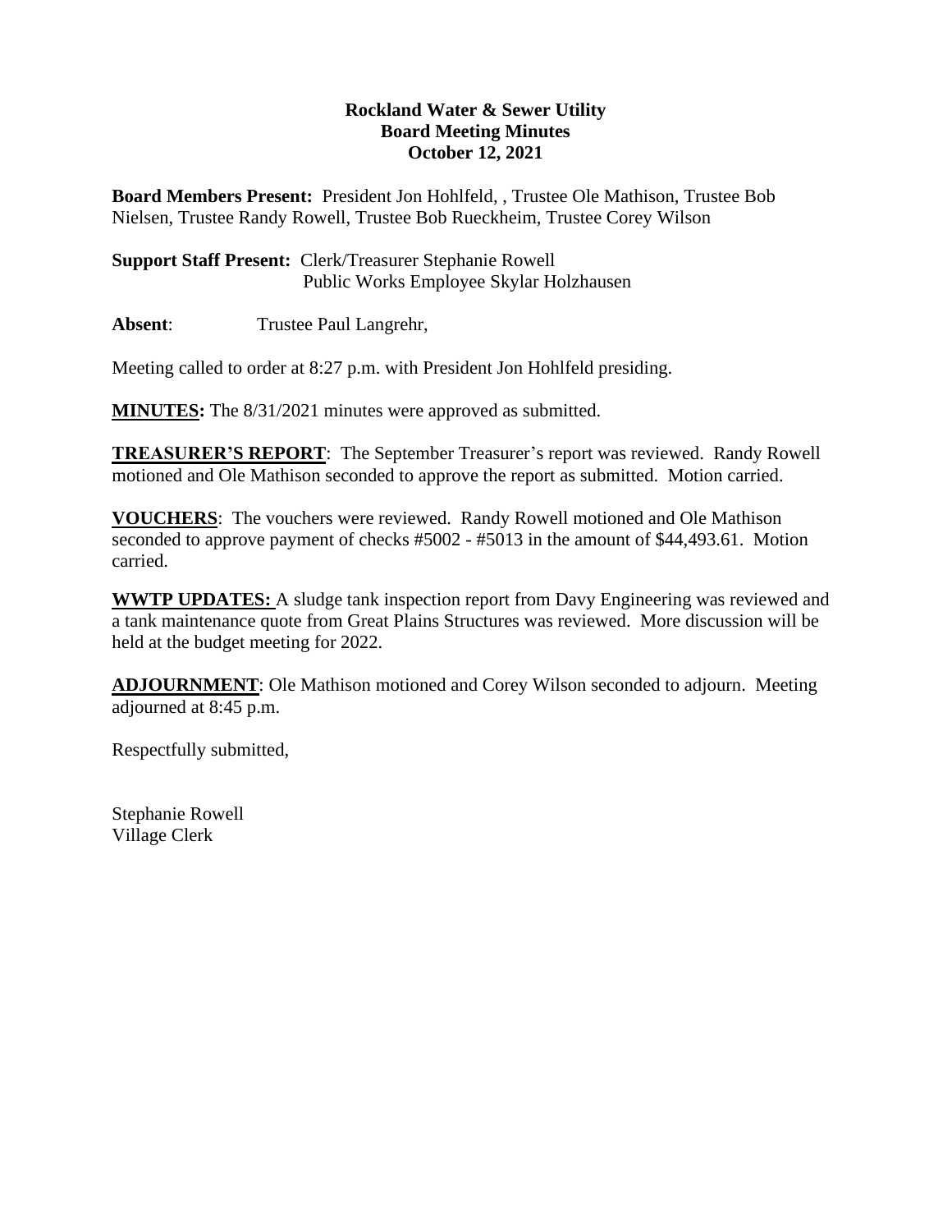**Rockland Water & Sewer Utility**
**Board Meeting Minutes**
**October 12, 2021**

**Board Members Present:** President Jon Hohlfeld, , Trustee Ole Mathison, Trustee Bob Nielsen, Trustee Randy Rowell, Trustee Bob Rueckheim, Trustee Corey Wilson

**Support Staff Present:** Clerk/Treasurer Stephanie Rowell
Public Works Employee Skylar Holzhausen

**Absent**: Trustee Paul Langrehr,

Meeting called to order at 8:27 p.m. with President Jon Hohlfeld presiding.

**MINUTES:** The 8/31/2021 minutes were approved as submitted.

**TREASURER'S REPORT**: The September Treasurer's report was reviewed. Randy Rowell motioned and Ole Mathison seconded to approve the report as submitted. Motion carried.

**VOUCHERS**: The vouchers were reviewed. Randy Rowell motioned and Ole Mathison seconded to approve payment of checks #5002 - #5013 in the amount of $44,493.61. Motion carried.

**WWTP UPDATES:** A sludge tank inspection report from Davy Engineering was reviewed and a tank maintenance quote from Great Plains Structures was reviewed. More discussion will be held at the budget meeting for 2022.

**ADJOURNMENT**: Ole Mathison motioned and Corey Wilson seconded to adjourn. Meeting adjourned at 8:45 p.m.

Respectfully submitted,

Stephanie Rowell
Village Clerk